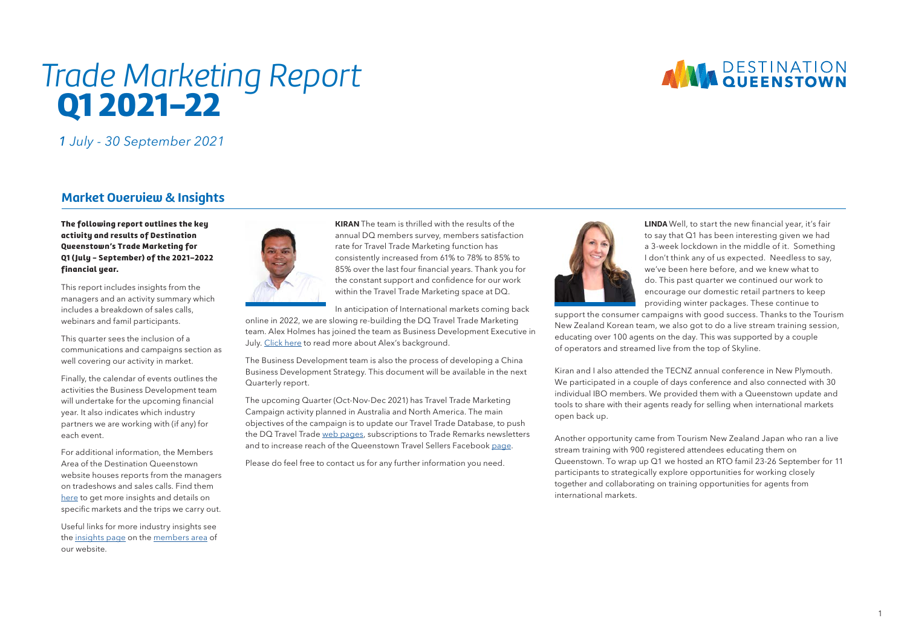# *Trade Marketing Report* **Q1 2021–22**

*1 July - 30 September 2021*

## Market Overview & Insights

**The following report outlines the key activity and results of Destination Queenstown's Trade Marketing for Q1 (July – September) of the 2021–2022 financial year.**

This report includes insights from the managers and an activity summary which includes a breakdown of sales calls, webinars and famil participants.

This quarter sees the inclusion of a communications and campaigns section as well covering our activity in market.

Finally, the calendar of events outlines the activities the Business Development team will undertake for the upcoming financial year. It also indicates which industry partners we are working with (if any) for each event.

For additional information, the Members Area of the Destination Queenstown website houses reports from the managers on tradeshows and sales calls. Find them here to get more insights and details on specific markets and the trips we carry out.

Useful links for more industry insights see the insights page on the members area of our website.

**KIRAN** The team is thrilled with the results of the annual DQ members survey, members satisfaction rate for Travel Trade Marketing function has consistently increased from 61% to 78% to 85% to 85% over the last four financial years. Thank you for the constant support and confidence for our work within the Travel Trade Marketing space at DQ.

In anticipation of International markets coming back online in 2022, we are slowing re-building the DQ Travel Trade Marketing team. Alex Holmes has joined the team as Business Development Executive in July. Click here to read more about Alex's background.

The Business Development team is also the process of developing a China Business Development Strategy. This document will be available in the next Quarterly report.

The upcoming Quarter (Oct-Nov-Dec 2021) has Travel Trade Marketing Campaign activity planned in Australia and North America. The main objectives of the campaign is to update our Travel Trade Database, to push the DQ Travel Trade web pages, subscriptions to Trade Remarks newsletters and to increase reach of the Queenstown Travel Sellers Facebook page.

Please do feel free to contact us for any further information you need.

**LINDA** Well, to start the new financial year, it's fair to say that Q1 has been interesting given we had a 3-week lockdown in the middle of it. Something I don't think any of us expected. Needless to say, we've been here before, and we knew what to do. This past quarter we continued our work to encourage our domestic retail partners to keep providing winter packages. These continue to support the consumer campaigns with good success. Thanks to the Tourism New Zealand Korean team, we also got to do a live stream training session, educating over 100 agents on the day. This was supported by a couple of operators and streamed live from the top of Skyline.

Kiran and I also attended the TECNZ annual conference in New Plymouth. We participated in a couple of days conference and also connected with 30 individual IBO members. We provided them with a Queenstown update and tools to share with their agents ready for selling when international markets open back up.

Another opportunity came from Tourism New Zealand Japan who ran a live stream training with 900 registered attendees educating them on Queenstown. To wrap up Q1 we hosted an RTO famil 23-26 September for 11 participants to strategically explore opportunities for working closely together and collaborating on training opportunities for agents from international markets.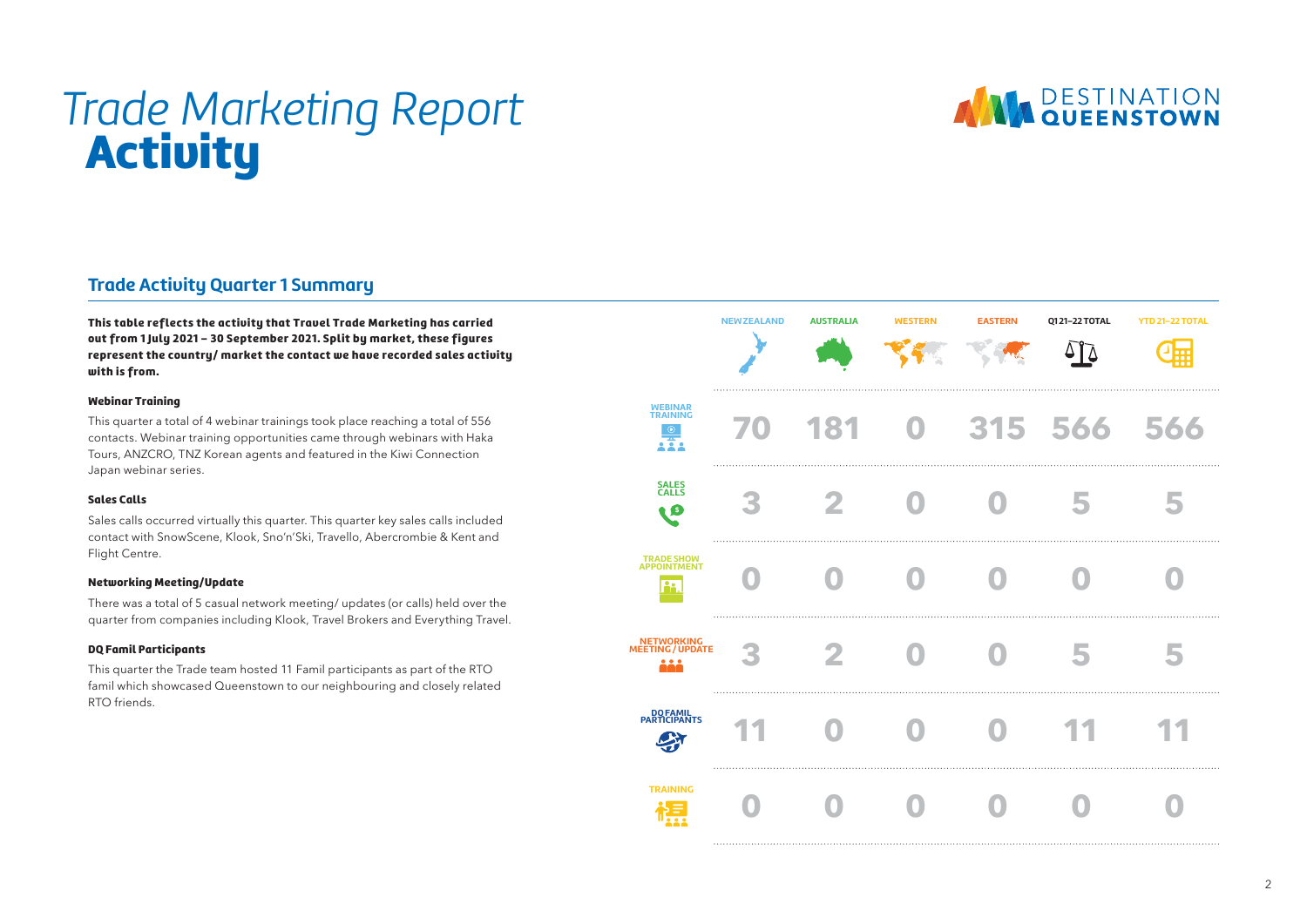# Trade Marketing Report

# Activity

## Trade Activity Quarter 1 Summary

**This table reflects the activity that Travel Trade Marketing has carried out from 1 July 2021 – 30 September 2021. Split by market, these figures represent the country/ market the contact we have recorded sales activity with is from.**

#### Webinar Training

This quarter a total of 4 webinar trainings took place reaching a total of 556 contacts. Webinar training opportunities came through webinars with Haka Tours, ANZCRO, TNZ Korean agents and featured in the Kiwi Connection Japan webinar series.

#### Sales Calls

Sales calls occurred virtually this quarter. This quarter key sales calls included contact with SnowScene, Klook, Sno'n'Ski, Travello, Abercrombie & Kent and Flight Centre.

#### Networking Meeting/Update

There was a total of 5 casual network meeting/ updates (or calls) held over the quarter from companies including Klook, Travel Brokers and Everything Travel.

#### DQ Famil Participants

This quarter the Trade team hosted 11 Famil participants as part of the RTO famil which showcased Queenstown to our neighbouring and closely related RTO friends.

| | NEW ZEALAND | AUSTRALIA | WESTERN | EASTERN | Q1 21–22 TOTAL | YTD 21–22 TOTAL |
|---|---|---|---|---|---|---|
| WEBINAR TRAINING | 70 | 181 | 0 | 315 | 566 | 566 |
| SALES CALLS | 3 | 2 | 0 | 0 | 5 | 5 |
| TRADE SHOW APPOINTMENT | 0 | 0 | 0 | 0 | 0 | 0 |
| NETWORKING MEETING / UPDATE | 3 | 2 | 0 | 0 | 5 | 5 |
| DQ FAMIL PARTICIPANTS | 11 | 0 | 0 | 0 | 11 | 11 |
| TRAINING | 0 | 0 | 0 | 0 | 0 | 0 |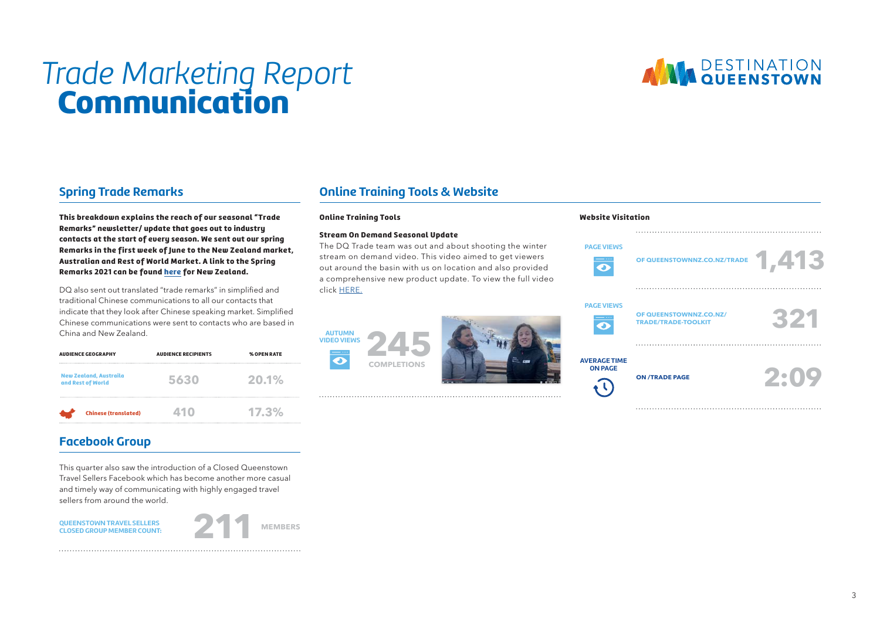# *Trade Marketing Report*
# **Communication**

DESTINATION QUEENSTOWN

## Spring Trade Remarks

**This breakdown explains the reach of our seasonal "Trade Remarks" newsletter/ update that goes out to industry contacts at the start of every season. We sent out our spring Remarks in the first week of June to the New Zealand market, Australian and Rest of World Market. A link to the Spring Remarks 2021 can be found here for New Zealand.**

DQ also sent out translated "trade remarks" in simplified and traditional Chinese communications to all our contacts that indicate that they look after Chinese speaking market. Simplified Chinese communications were sent to contacts who are based in China and New Zealand.

| AUDIENCE GEOGRAPHY | AUDIENCE RECIPIENTS | % OPEN RATE |
|---|---|---|
| New Zealand, Australia and Rest of World | 5630 | 20.1% |
| Chinese (translated) | 410 | 17.3% |

## Facebook Group

This quarter also saw the introduction of a Closed Queenstown Travel Sellers Facebook which has become another more casual and timely way of communicating with highly engaged travel sellers from around the world.

QUEENSTOWN TRAVEL SELLERS CLOSED GROUP MEMBER COUNT: **211** MEMBERS

## Online Training Tools & Website

### Online Training Tools

**Stream On Demand Seasonal Update**

The DQ Trade team was out and about shooting the winter stream on demand video. This video aimed to get viewers out around the basin with us on location and also provided a comprehensive new product update. To view the full video click HERE.

AUTUMN VIDEO VIEWS **245** COMPLETIONS

### Website Visitation

PAGE VIEWS OF QUEENSTOWNNZ.CO.NZ/TRADE **1,413**

PAGE VIEWS OF QUEENSTOWNNZ.CO.NZ/TRADE/TRADE-TOOLKIT **321**

AVERAGE TIME ON PAGE ON /TRADE PAGE **2:09**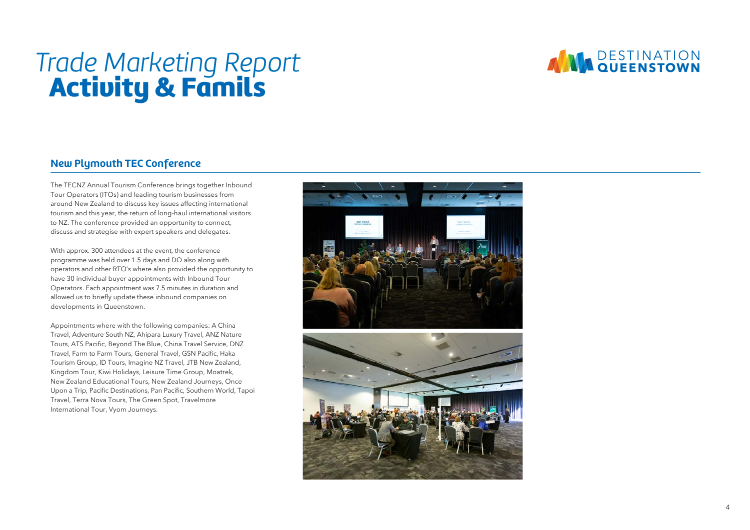# *Trade Marketing Report*
# **Activity & Famils**

## New Plymouth TEC Conference

The TECNZ Annual Tourism Conference brings together Inbound Tour Operators (ITOs) and leading tourism businesses from around New Zealand to discuss key issues affecting international tourism and this year, the return of long-haul international visitors to NZ. The conference provided an opportunity to connect, discuss and strategise with expert speakers and delegates.

With approx. 300 attendees at the event, the conference programme was held over 1.5 days and DQ also along with operators and other RTO's where also provided the opportunity to have 30 individual buyer appointments with Inbound Tour Operators. Each appointment was 7.5 minutes in duration and allowed us to briefly update these inbound companies on developments in Queenstown.

Appointments where with the following companies: A China Travel, Adventure South NZ, Ahipara Luxury Travel, ANZ Nature Tours, ATS Pacific, Beyond The Blue, China Travel Service, DNZ Travel, Farm to Farm Tours, General Travel, GSN Pacific, Haka Tourism Group, ID Tours, Imagine NZ Travel, JTB New Zealand, Kingdom Tour, Kiwi Holidays, Leisure Time Group, Moatrek, New Zealand Educational Tours, New Zealand Journeys, Once Upon a Trip, Pacific Destinations, Pan Pacific, Southern World, Tapoi Travel, Terra Nova Tours, The Green Spot, Travelmore International Tour, Vyom Journeys.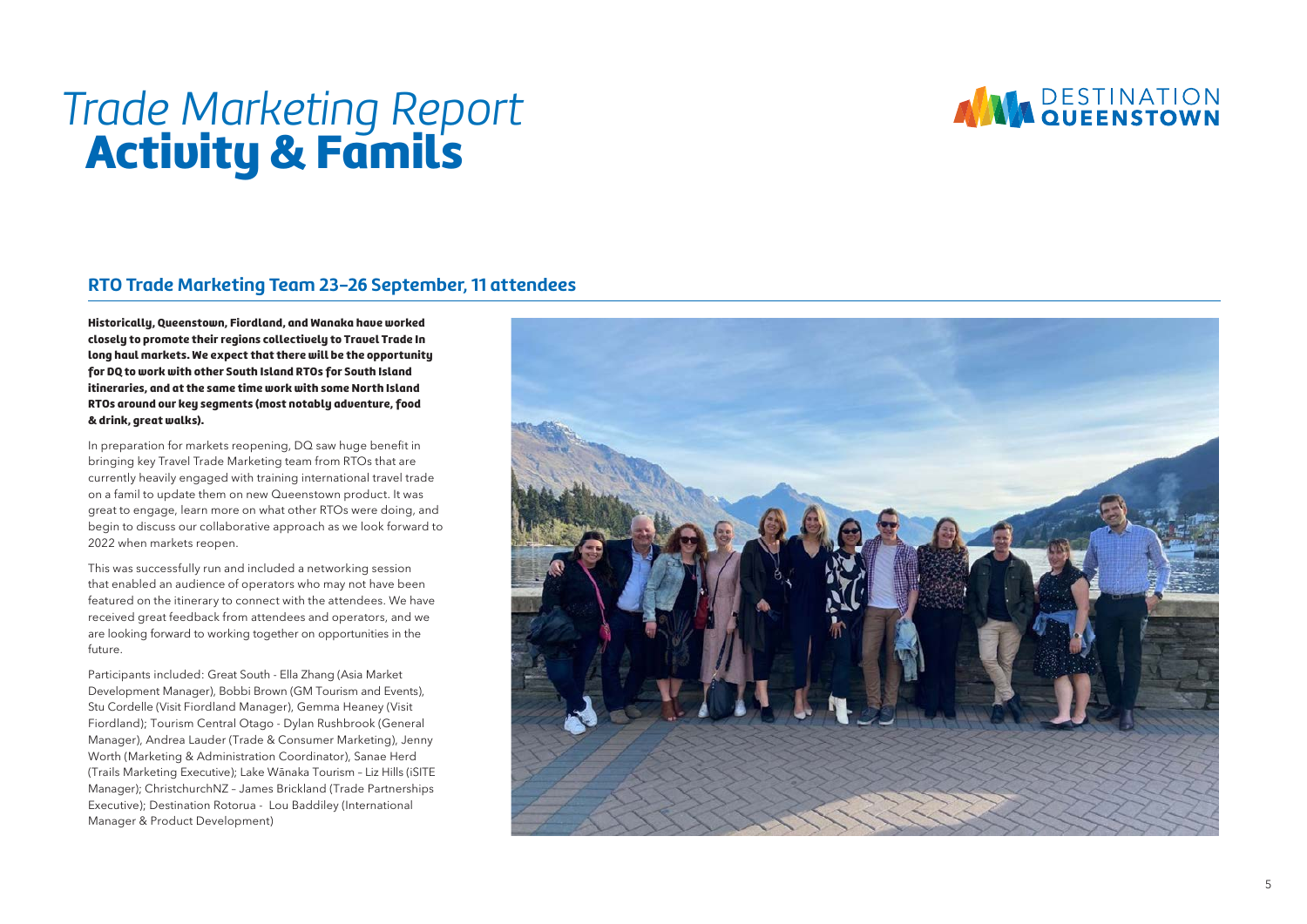# *Trade Marketing Report*
# **Activity & Famils**

DESTINATION QUEENSTOWN

## RTO Trade Marketing Team 23–26 September, 11 attendees

**Historically, Queenstown, Fiordland, and Wanaka have worked closely to promote their regions collectively to Travel Trade In long haul markets. We expect that there will be the opportunity for DQ to work with other South Island RTOs for South Island itineraries, and at the same time work with some North Island RTOs around our key segments (most notably adventure, food & drink, great walks).**

In preparation for markets reopening, DQ saw huge benefit in bringing key Travel Trade Marketing team from RTOs that are currently heavily engaged with training international travel trade on a famil to update them on new Queenstown product. It was great to engage, learn more on what other RTOs were doing, and begin to discuss our collaborative approach as we look forward to 2022 when markets reopen.

This was successfully run and included a networking session that enabled an audience of operators who may not have been featured on the itinerary to connect with the attendees. We have received great feedback from attendees and operators, and we are looking forward to working together on opportunities in the future.

Participants included: Great South - Ella Zhang (Asia Market Development Manager), Bobbi Brown (GM Tourism and Events), Stu Cordelle (Visit Fiordland Manager), Gemma Heaney (Visit Fiordland); Tourism Central Otago - Dylan Rushbrook (General Manager), Andrea Lauder (Trade & Consumer Marketing), Jenny Worth (Marketing & Administration Coordinator), Sanae Herd (Trails Marketing Executive); Lake Wānaka Tourism – Liz Hills (iSITE Manager); ChristchurchNZ – James Brickland (Trade Partnerships Executive); Destination Rotorua - Lou Baddiley (International Manager & Product Development)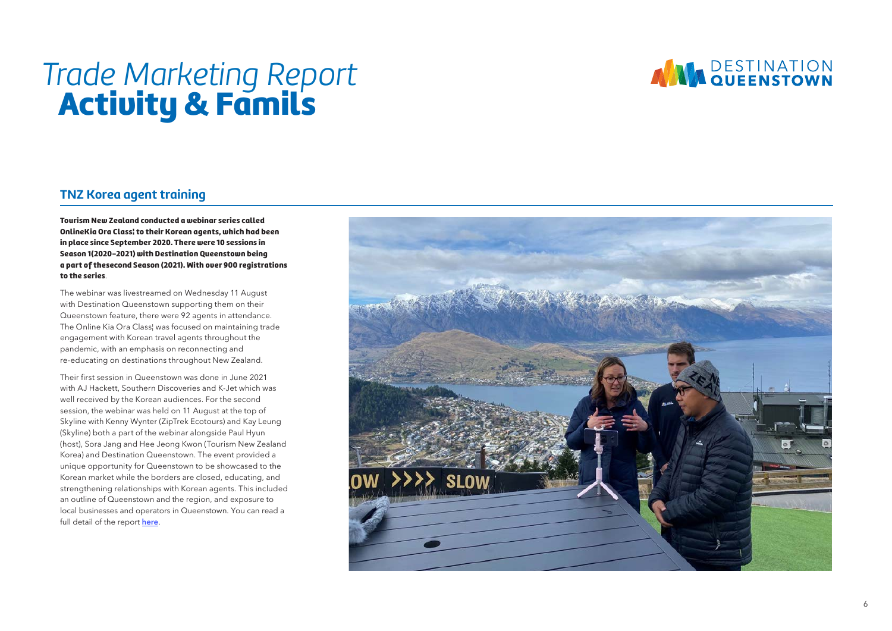# *Trade Marketing Report*
# Activity & Famils

## TNZ Korea agent training

**Tourism New Zealand conducted a webinar series called OnlineKia Ora Class¦ to their Korean agents, which had been in place since September 2020. There were 10 sessions in Season 1(2020–2021) with Destination Queenstown being a part of thesecond Season (2021). With over 900 registrations to the series**.

The webinar was livestreamed on Wednesday 11 August with Destination Queenstown supporting them on their Queenstown feature, there were 92 agents in attendance. The Online Kia Ora Class¦ was focused on maintaining trade engagement with Korean travel agents throughout the pandemic, with an emphasis on reconnecting and re-educating on destinations throughout New Zealand.

Their first session in Queenstown was done in June 2021 with AJ Hackett, Southern Discoveries and K-Jet which was well received by the Korean audiences. For the second session, the webinar was held on 11 August at the top of Skyline with Kenny Wynter (ZipTrek Ecotours) and Kay Leung (Skyline) both a part of the webinar alongside Paul Hyun (host), Sora Jang and Hee Jeong Kwon (Tourism New Zealand Korea) and Destination Queenstown. The event provided a unique opportunity for Queenstown to be showcased to the Korean market while the borders are closed, educating, and strengthening relationships with Korean agents. This included an outline of Queenstown and the region, and exposure to local businesses and operators in Queenstown. You can read a full detail of the report **here**.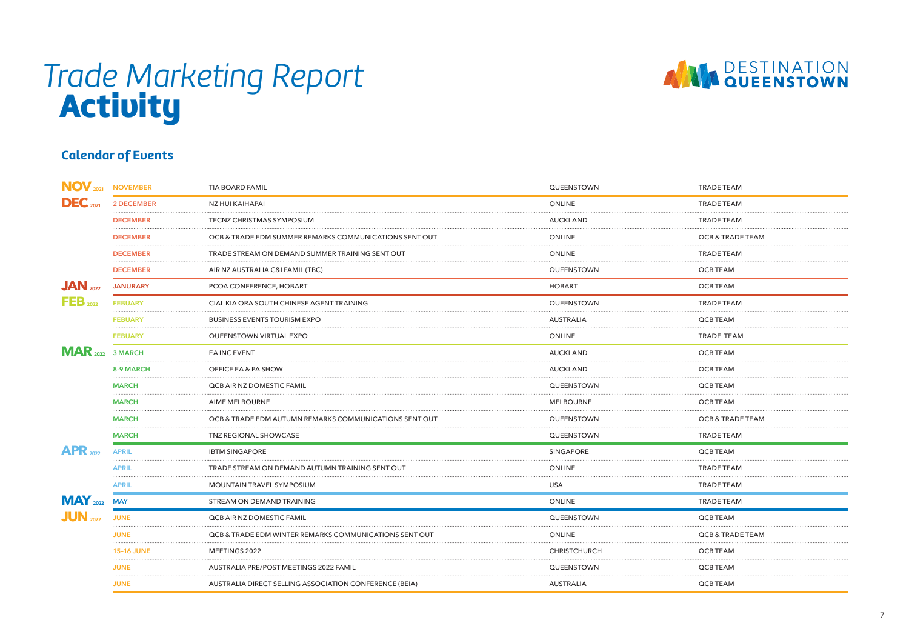# *Trade Marketing Report* **Activity**

DESTINATION QUEENSTOWN

## Calendar of Events

| | | | | |
|---|---|---|---|---|
| **NOV** 2021 | NOVEMBER | TIA BOARD FAMIL | QUEENSTOWN | TRADE TEAM |
| **DEC** 2021 | 2 DECEMBER | NZ HUI KAIHAPAI | ONLINE | TRADE TEAM |
| | DECEMBER | TECNZ CHRISTMAS SYMPOSIUM | AUCKLAND | TRADE TEAM |
| | DECEMBER | QCB & TRADE EDM SUMMER REMARKS COMMUNICATIONS SENT OUT | ONLINE | QCB & TRADE TEAM |
| | DECEMBER | TRADE STREAM ON DEMAND SUMMER TRAINING SENT OUT | ONLINE | TRADE TEAM |
| | DECEMBER | AIR NZ AUSTRALIA C&I FAMIL (TBC) | QUEENSTOWN | QCB TEAM |
| **JAN** 2022 | JANURARY | PCOA CONFERENCE, HOBART | HOBART | QCB TEAM |
| **FEB** 2022 | FEBUARY | CIAL KIA ORA SOUTH CHINESE AGENT TRAINING | QUEENSTOWN | TRADE TEAM |
| | FEBUARY | BUSINESS EVENTS TOURISM EXPO | AUSTRALIA | QCB TEAM |
| | FEBUARY | QUEENSTOWN VIRTUAL EXPO | ONLINE | TRADE TEAM |
| **MAR** 2022 | 3 MARCH | EA INC EVENT | AUCKLAND | QCB TEAM |
| | 8-9 MARCH | OFFICE EA & PA SHOW | AUCKLAND | QCB TEAM |
| | MARCH | QCB AIR NZ DOMESTIC FAMIL | QUEENSTOWN | QCB TEAM |
| | MARCH | AIME MELBOURNE | MELBOURNE | QCB TEAM |
| | MARCH | QCB & TRADE EDM AUTUMN REMARKS COMMUNICATIONS SENT OUT | QUEENSTOWN | QCB & TRADE TEAM |
| | MARCH | TNZ REGIONAL SHOWCASE | QUEENSTOWN | TRADE TEAM |
| **APR** 2022 | APRIL | IBTM SINGAPORE | SINGAPORE | QCB TEAM |
| | APRIL | TRADE STREAM ON DEMAND AUTUMN TRAINING SENT OUT | ONLINE | TRADE TEAM |
| | APRIL | MOUNTAIN TRAVEL SYMPOSIUM | USA | TRADE TEAM |
| **MAY** 2022 | MAY | STREAM ON DEMAND TRAINING | ONLINE | TRADE TEAM |
| **JUN** 2022 | JUNE | QCB AIR NZ DOMESTIC FAMIL | QUEENSTOWN | QCB TEAM |
| | JUNE | QCB & TRADE EDM WINTER REMARKS COMMUNICATIONS SENT OUT | ONLINE | QCB & TRADE TEAM |
| | 15-16 JUNE | MEETINGS 2022 | CHRISTCHURCH | QCB TEAM |
| | JUNE | AUSTRALIA PRE/POST MEETINGS 2022 FAMIL | QUEENSTOWN | QCB TEAM |
| | JUNE | AUSTRALIA DIRECT SELLING ASSOCIATION CONFERENCE (BEIA) | AUSTRALIA | QCB TEAM |